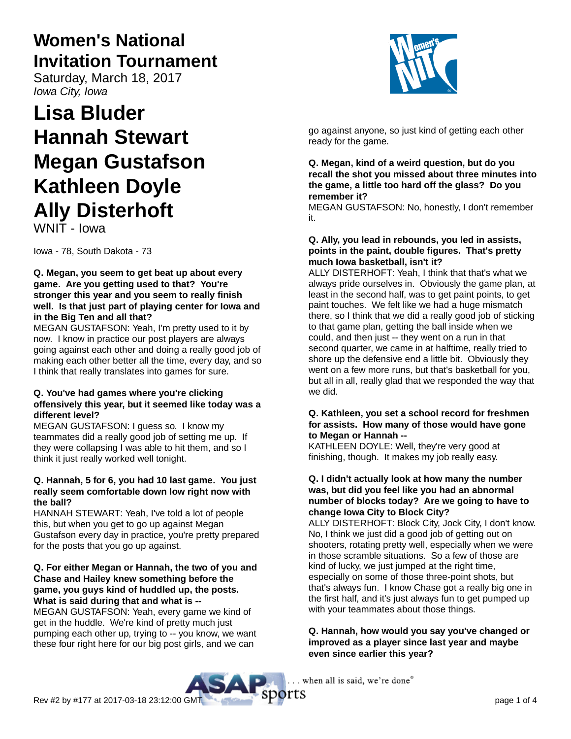# Women's National Invitation Tournament

Saturday, March 18, 2017

*Iowa City, Iowa*

# Lisa Bluder
# Hannah Stewart
# Megan Gustafson
# Kathleen Doyle
# Ally Disterhoft

WNIT - Iowa

Iowa - 78, South Dakota - 73

**Q. Megan, you seem to get beat up about every game. Are you getting used to that? You're stronger this year and you seem to really finish well. Is that just part of playing center for Iowa and in the Big Ten and all that?**

MEGAN GUSTAFSON: Yeah, I'm pretty used to it by now. I know in practice our post players are always going against each other and doing a really good job of making each other better all the time, every day, and so I think that really translates into games for sure.

**Q. You've had games where you're clicking offensively this year, but it seemed like today was a different level?**

MEGAN GUSTAFSON: I guess so. I know my teammates did a really good job of setting me up. If they were collapsing I was able to hit them, and so I think it just really worked well tonight.

**Q. Hannah, 5 for 6, you had 10 last game. You just really seem comfortable down low right now with the ball?**

HANNAH STEWART: Yeah, I've told a lot of people this, but when you get to go up against Megan Gustafson every day in practice, you're pretty prepared for the posts that you go up against.

**Q. For either Megan or Hannah, the two of you and Chase and Hailey knew something before the game, you guys kind of huddled up, the posts. What is said during that and what is --**

MEGAN GUSTAFSON: Yeah, every game we kind of get in the huddle. We're kind of pretty much just pumping each other up, trying to -- you know, we want these four right here for our big post girls, and we can go against anyone, so just kind of getting each other ready for the game.

**Q. Megan, kind of a weird question, but do you recall the shot you missed about three minutes into the game, a little too hard off the glass? Do you remember it?**

MEGAN GUSTAFSON: No, honestly, I don't remember it.

**Q. Ally, you lead in rebounds, you led in assists, points in the paint, double figures. That's pretty much Iowa basketball, isn't it?**

ALLY DISTERHOFT: Yeah, I think that that's what we always pride ourselves in. Obviously the game plan, at least in the second half, was to get paint points, to get paint touches. We felt like we had a huge mismatch there, so I think that we did a really good job of sticking to that game plan, getting the ball inside when we could, and then just -- they went on a run in that second quarter, we came in at halftime, really tried to shore up the defensive end a little bit. Obviously they went on a few more runs, but that's basketball for you, but all in all, really glad that we responded the way that we did.

**Q. Kathleen, you set a school record for freshmen for assists. How many of those would have gone to Megan or Hannah --**

KATHLEEN DOYLE: Well, they're very good at finishing, though. It makes my job really easy.

**Q. I didn't actually look at how many the number was, but did you feel like you had an abnormal number of blocks today? Are we going to have to change Iowa City to Block City?**

ALLY DISTERHOFT: Block City, Jock City, I don't know. No, I think we just did a good job of getting out on shooters, rotating pretty well, especially when we were in those scramble situations. So a few of those are kind of lucky, we just jumped at the right time, especially on some of those three-point shots, but that's always fun. I know Chase got a really big one in the first half, and it's just always fun to get pumped up with your teammates about those things.

**Q. Hannah, how would you say you've changed or improved as a player since last year and maybe even since earlier this year?**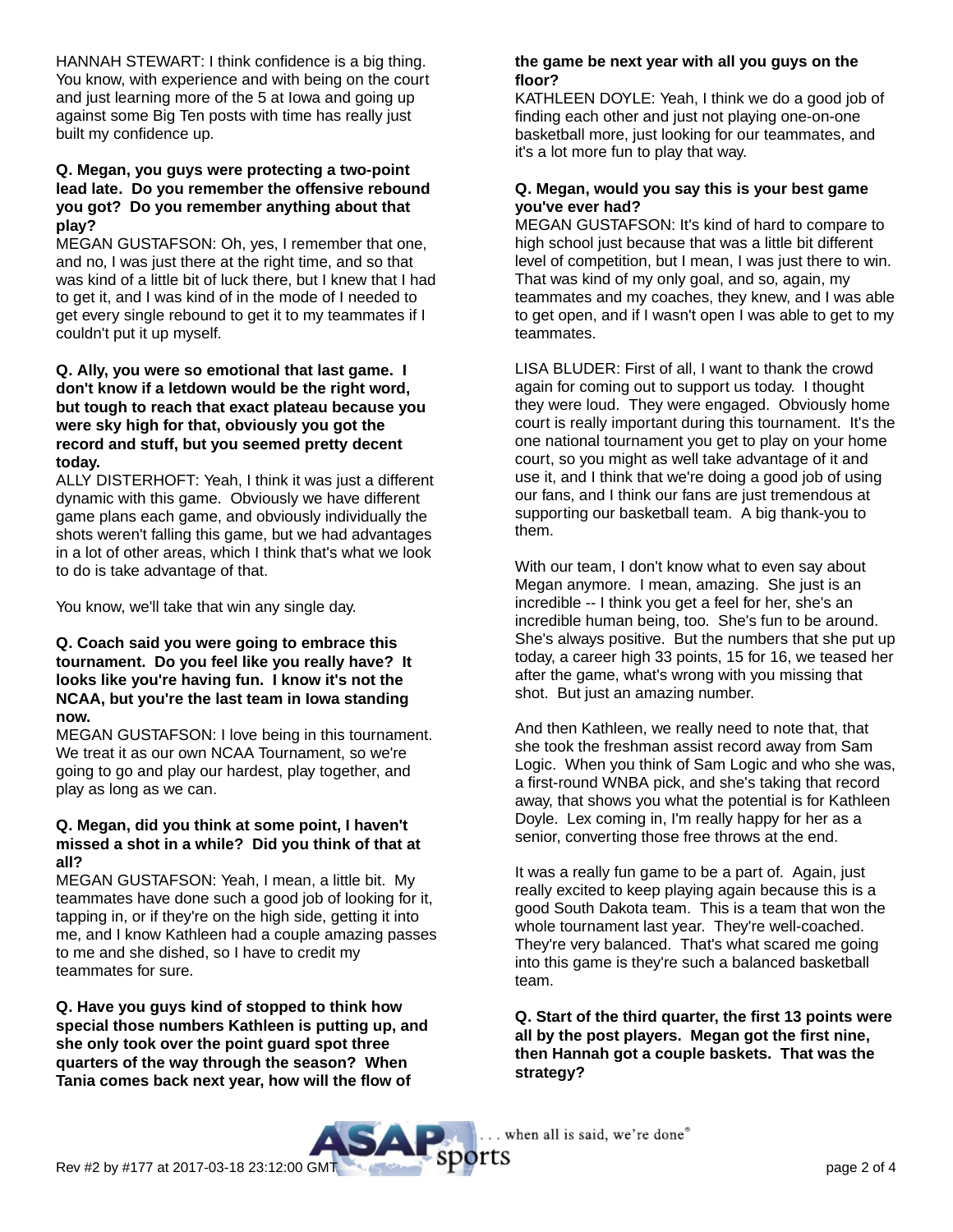HANNAH STEWART: I think confidence is a big thing. You know, with experience and with being on the court and just learning more of the 5 at Iowa and going up against some Big Ten posts with time has really just built my confidence up.

**Q. Megan, you guys were protecting a two-point lead late. Do you remember the offensive rebound you got? Do you remember anything about that play?**

MEGAN GUSTAFSON: Oh, yes, I remember that one, and no, I was just there at the right time, and so that was kind of a little bit of luck there, but I knew that I had to get it, and I was kind of in the mode of I needed to get every single rebound to get it to my teammates if I couldn't put it up myself.

**Q. Ally, you were so emotional that last game. I don't know if a letdown would be the right word, but tough to reach that exact plateau because you were sky high for that, obviously you got the record and stuff, but you seemed pretty decent today.**

ALLY DISTERHOFT: Yeah, I think it was just a different dynamic with this game. Obviously we have different game plans each game, and obviously individually the shots weren't falling this game, but we had advantages in a lot of other areas, which I think that's what we look to do is take advantage of that.

You know, we'll take that win any single day.

**Q. Coach said you were going to embrace this tournament. Do you feel like you really have? It looks like you're having fun. I know it's not the NCAA, but you're the last team in Iowa standing now.**

MEGAN GUSTAFSON: I love being in this tournament. We treat it as our own NCAA Tournament, so we're going to go and play our hardest, play together, and play as long as we can.

**Q. Megan, did you think at some point, I haven't missed a shot in a while? Did you think of that at all?**

MEGAN GUSTAFSON: Yeah, I mean, a little bit. My teammates have done such a good job of looking for it, tapping in, or if they're on the high side, getting it into me, and I know Kathleen had a couple amazing passes to me and she dished, so I have to credit my teammates for sure.

**Q. Have you guys kind of stopped to think how special those numbers Kathleen is putting up, and she only took over the point guard spot three quarters of the way through the season? When Tania comes back next year, how will the flow of the game be next year with all you guys on the floor?**

KATHLEEN DOYLE: Yeah, I think we do a good job of finding each other and just not playing one-on-one basketball more, just looking for our teammates, and it's a lot more fun to play that way.

**Q. Megan, would you say this is your best game you've ever had?**

MEGAN GUSTAFSON: It's kind of hard to compare to high school just because that was a little bit different level of competition, but I mean, I was just there to win. That was kind of my only goal, and so, again, my teammates and my coaches, they knew, and I was able to get open, and if I wasn't open I was able to get to my teammates.

LISA BLUDER: First of all, I want to thank the crowd again for coming out to support us today. I thought they were loud. They were engaged. Obviously home court is really important during this tournament. It's the one national tournament you get to play on your home court, so you might as well take advantage of it and use it, and I think that we're doing a good job of using our fans, and I think our fans are just tremendous at supporting our basketball team. A big thank-you to them.

With our team, I don't know what to even say about Megan anymore. I mean, amazing. She just is an incredible -- I think you get a feel for her, she's an incredible human being, too. She's fun to be around. She's always positive. But the numbers that she put up today, a career high 33 points, 15 for 16, we teased her after the game, what's wrong with you missing that shot. But just an amazing number.

And then Kathleen, we really need to note that, that she took the freshman assist record away from Sam Logic. When you think of Sam Logic and who she was, a first-round WNBA pick, and she's taking that record away, that shows you what the potential is for Kathleen Doyle. Lex coming in, I'm really happy for her as a senior, converting those free throws at the end.

It was a really fun game to be a part of. Again, just really excited to keep playing again because this is a good South Dakota team. This is a team that won the whole tournament last year. They're well-coached. They're very balanced. That's what scared me going into this game is they're such a balanced basketball team.

**Q. Start of the third quarter, the first 13 points were all by the post players. Megan got the first nine, then Hannah got a couple baskets. That was the strategy?**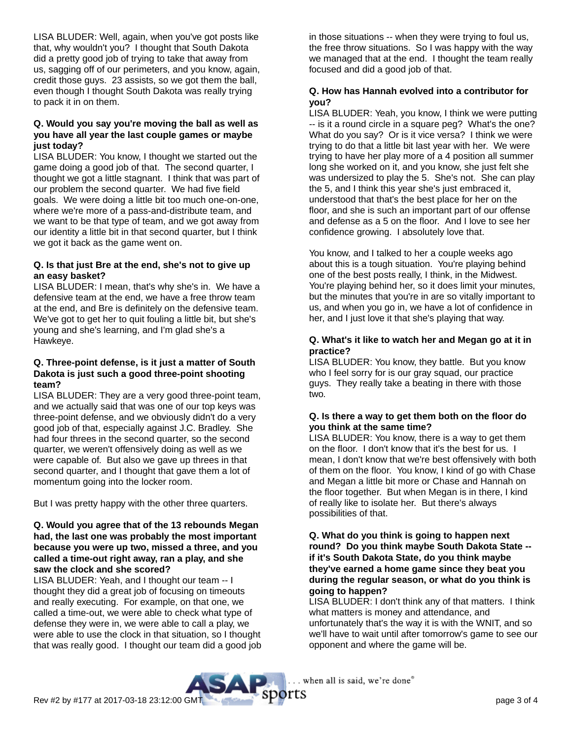LISA BLUDER: Well, again, when you've got posts like that, why wouldn't you? I thought that South Dakota did a pretty good job of trying to take that away from us, sagging off of our perimeters, and you know, again, credit those guys. 23 assists, so we got them the ball, even though I thought South Dakota was really trying to pack it in on them.

**Q. Would you say you're moving the ball as well as you have all year the last couple games or maybe just today?**

LISA BLUDER: You know, I thought we started out the game doing a good job of that. The second quarter, I thought we got a little stagnant. I think that was part of our problem the second quarter. We had five field goals. We were doing a little bit too much one-on-one, where we're more of a pass-and-distribute team, and we want to be that type of team, and we got away from our identity a little bit in that second quarter, but I think we got it back as the game went on.

**Q. Is that just Bre at the end, she's not to give up an easy basket?**

LISA BLUDER: I mean, that's why she's in. We have a defensive team at the end, we have a free throw team at the end, and Bre is definitely on the defensive team. We've got to get her to quit fouling a little bit, but she's young and she's learning, and I'm glad she's a Hawkeye.

**Q. Three-point defense, is it just a matter of South Dakota is just such a good three-point shooting team?**

LISA BLUDER: They are a very good three-point team, and we actually said that was one of our top keys was three-point defense, and we obviously didn't do a very good job of that, especially against J.C. Bradley. She had four threes in the second quarter, so the second quarter, we weren't offensively doing as well as we were capable of. But also we gave up threes in that second quarter, and I thought that gave them a lot of momentum going into the locker room.

But I was pretty happy with the other three quarters.

**Q. Would you agree that of the 13 rebounds Megan had, the last one was probably the most important because you were up two, missed a three, and you called a time-out right away, ran a play, and she saw the clock and she scored?**

LISA BLUDER: Yeah, and I thought our team -- I thought they did a great job of focusing on timeouts and really executing. For example, on that one, we called a time-out, we were able to check what type of defense they were in, we were able to call a play, we were able to use the clock in that situation, so I thought that was really good. I thought our team did a good job in those situations -- when they were trying to foul us, the free throw situations. So I was happy with the way we managed that at the end. I thought the team really focused and did a good job of that.

**Q. How has Hannah evolved into a contributor for you?**

LISA BLUDER: Yeah, you know, I think we were putting -- is it a round circle in a square peg? What's the one? What do you say? Or is it vice versa? I think we were trying to do that a little bit last year with her. We were trying to have her play more of a 4 position all summer long she worked on it, and you know, she just felt she was undersized to play the 5. She's not. She can play the 5, and I think this year she's just embraced it, understood that that's the best place for her on the floor, and she is such an important part of our offense and defense as a 5 on the floor. And I love to see her confidence growing. I absolutely love that.

You know, and I talked to her a couple weeks ago about this is a tough situation. You're playing behind one of the best posts really, I think, in the Midwest. You're playing behind her, so it does limit your minutes, but the minutes that you're in are so vitally important to us, and when you go in, we have a lot of confidence in her, and I just love it that she's playing that way.

**Q. What's it like to watch her and Megan go at it in practice?**

LISA BLUDER: You know, they battle. But you know who I feel sorry for is our gray squad, our practice guys. They really take a beating in there with those two.

**Q. Is there a way to get them both on the floor do you think at the same time?**

LISA BLUDER: You know, there is a way to get them on the floor. I don't know that it's the best for us. I mean, I don't know that we're best offensively with both of them on the floor. You know, I kind of go with Chase and Megan a little bit more or Chase and Hannah on the floor together. But when Megan is in there, I kind of really like to isolate her. But there's always possibilities of that.

**Q. What do you think is going to happen next round? Do you think maybe South Dakota State -- if it's South Dakota State, do you think maybe they've earned a home game since they beat you during the regular season, or what do you think is going to happen?**

LISA BLUDER: I don't think any of that matters. I think what matters is money and attendance, and unfortunately that's the way it is with the WNIT, and so we'll have to wait until after tomorrow's game to see our opponent and where the game will be.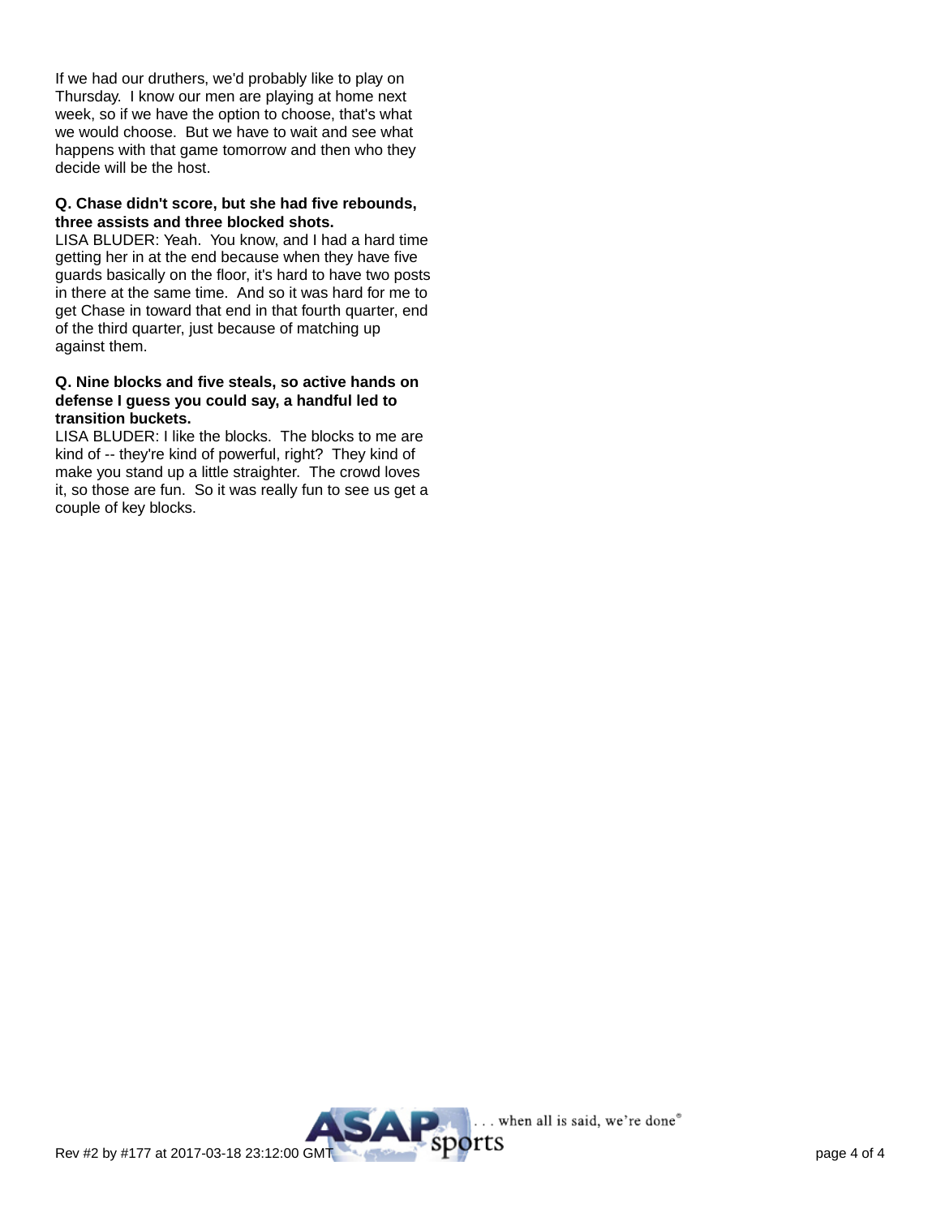If we had our druthers, we'd probably like to play on Thursday. I know our men are playing at home next week, so if we have the option to choose, that's what we would choose. But we have to wait and see what happens with that game tomorrow and then who they decide will be the host.

**Q. Chase didn't score, but she had five rebounds, three assists and three blocked shots.**

LISA BLUDER: Yeah. You know, and I had a hard time getting her in at the end because when they have five guards basically on the floor, it's hard to have two posts in there at the same time. And so it was hard for me to get Chase in toward that end in that fourth quarter, end of the third quarter, just because of matching up against them.

**Q. Nine blocks and five steals, so active hands on defense I guess you could say, a handful led to transition buckets.**

LISA BLUDER: I like the blocks. The blocks to me are kind of -- they're kind of powerful, right? They kind of make you stand up a little straighter. The crowd loves it, so those are fun. So it was really fun to see us get a couple of key blocks.